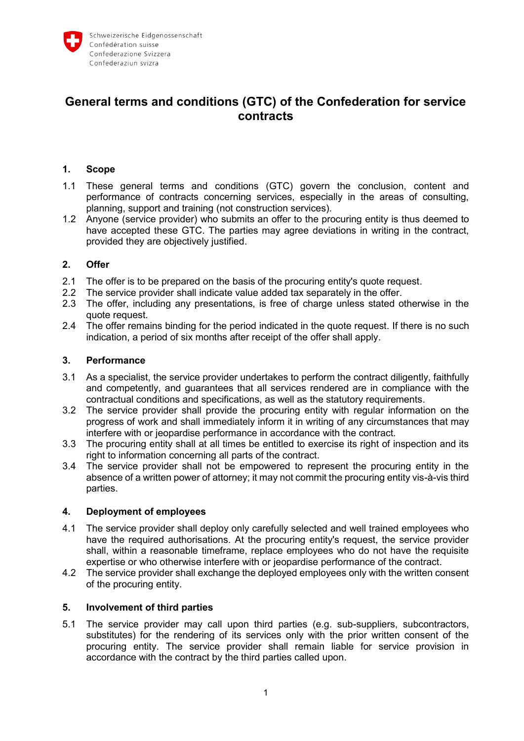Schweizerische Eidgenossenschaft
Confédération suisse
Confederazione Svizzera
Confederaziun svizra

# General terms and conditions (GTC) of the Confederation for service contracts

## 1. Scope

1.1 These general terms and conditions (GTC) govern the conclusion, content and performance of contracts concerning services, especially in the areas of consulting, planning, support and training (not construction services).

1.2 Anyone (service provider) who submits an offer to the procuring entity is thus deemed to have accepted these GTC. The parties may agree deviations in writing in the contract, provided they are objectively justified.

## 2. Offer

2.1 The offer is to be prepared on the basis of the procuring entity's quote request.

2.2 The service provider shall indicate value added tax separately in the offer.

2.3 The offer, including any presentations, is free of charge unless stated otherwise in the quote request.

2.4 The offer remains binding for the period indicated in the quote request. If there is no such indication, a period of six months after receipt of the offer shall apply.

## 3. Performance

3.1 As a specialist, the service provider undertakes to perform the contract diligently, faithfully and competently, and guarantees that all services rendered are in compliance with the contractual conditions and specifications, as well as the statutory requirements.

3.2 The service provider shall provide the procuring entity with regular information on the progress of work and shall immediately inform it in writing of any circumstances that may interfere with or jeopardise performance in accordance with the contract.

3.3 The procuring entity shall at all times be entitled to exercise its right of inspection and its right to information concerning all parts of the contract.

3.4 The service provider shall not be empowered to represent the procuring entity in the absence of a written power of attorney; it may not commit the procuring entity vis-à-vis third parties.

## 4. Deployment of employees

4.1 The service provider shall deploy only carefully selected and well trained employees who have the required authorisations. At the procuring entity's request, the service provider shall, within a reasonable timeframe, replace employees who do not have the requisite expertise or who otherwise interfere with or jeopardise performance of the contract.

4.2 The service provider shall exchange the deployed employees only with the written consent of the procuring entity.

## 5. Involvement of third parties

5.1 The service provider may call upon third parties (e.g. sub-suppliers, subcontractors, substitutes) for the rendering of its services only with the prior written consent of the procuring entity. The service provider shall remain liable for service provision in accordance with the contract by the third parties called upon.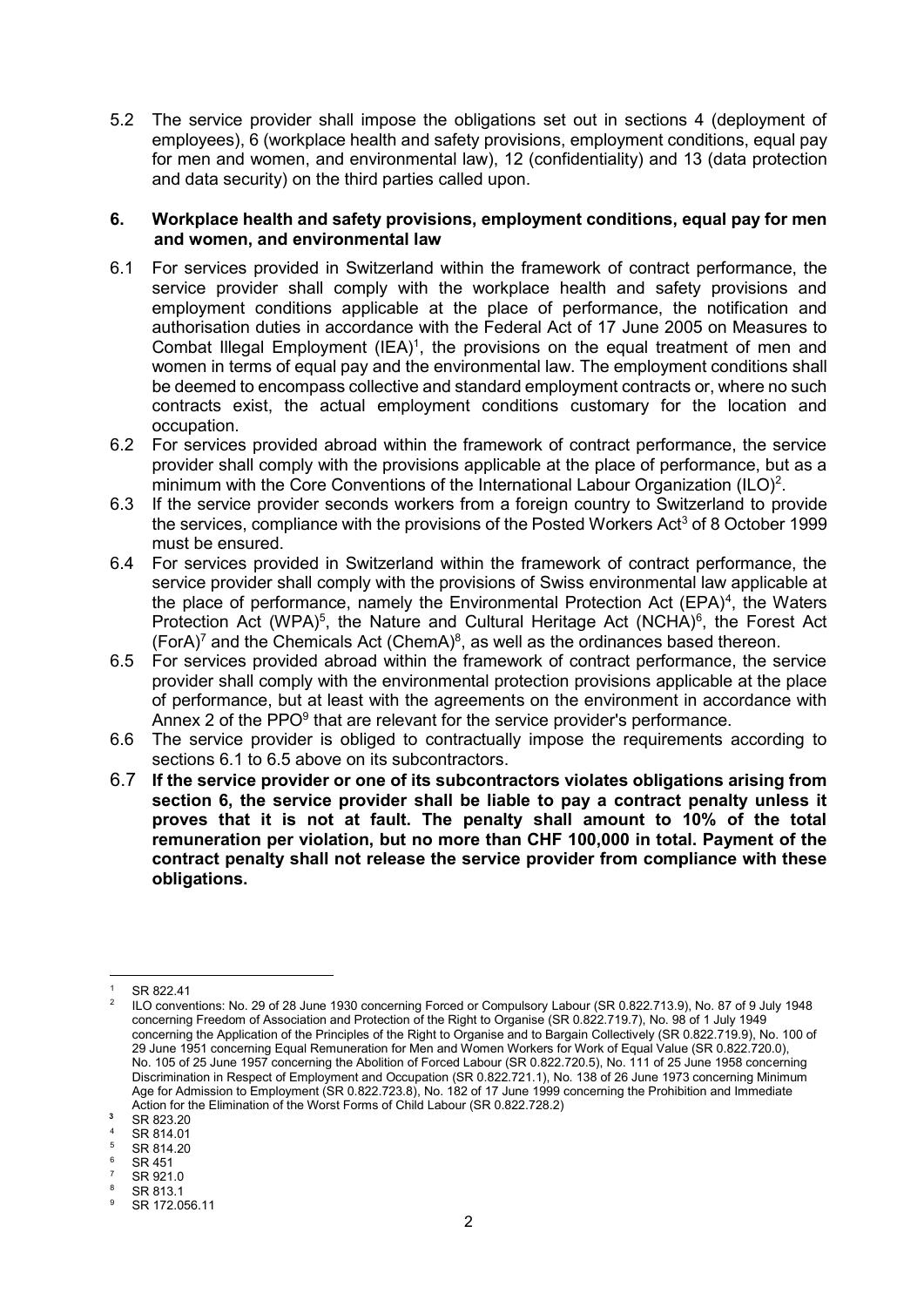5.2 The service provider shall impose the obligations set out in sections 4 (deployment of employees), 6 (workplace health and safety provisions, employment conditions, equal pay for men and women, and environmental law), 12 (confidentiality) and 13 (data protection and data security) on the third parties called upon.

## 6. Workplace health and safety provisions, employment conditions, equal pay for men and women, and environmental law

6.1 For services provided in Switzerland within the framework of contract performance, the service provider shall comply with the workplace health and safety provisions and employment conditions applicable at the place of performance, the notification and authorisation duties in accordance with the Federal Act of 17 June 2005 on Measures to Combat Illegal Employment (IEA)[1], the provisions on the equal treatment of men and women in terms of equal pay and the environmental law. The employment conditions shall be deemed to encompass collective and standard employment contracts or, where no such contracts exist, the actual employment conditions customary for the location and occupation.

6.2 For services provided abroad within the framework of contract performance, the service provider shall comply with the provisions applicable at the place of performance, but as a minimum with the Core Conventions of the International Labour Organization (ILO)[2].

6.3 If the service provider seconds workers from a foreign country to Switzerland to provide the services, compliance with the provisions of the Posted Workers Act[3] of 8 October 1999 must be ensured.

6.4 For services provided in Switzerland within the framework of contract performance, the service provider shall comply with the provisions of Swiss environmental law applicable at the place of performance, namely the Environmental Protection Act (EPA)[4], the Waters Protection Act (WPA)[5], the Nature and Cultural Heritage Act (NCHA)[6], the Forest Act (ForA)[7] and the Chemicals Act (ChemA)[8], as well as the ordinances based thereon.

6.5 For services provided abroad within the framework of contract performance, the service provider shall comply with the environmental protection provisions applicable at the place of performance, but at least with the agreements on the environment in accordance with Annex 2 of the PPO[9] that are relevant for the service provider's performance.

6.6 The service provider is obliged to contractually impose the requirements according to sections 6.1 to 6.5 above on its subcontractors.

6.7 **If the service provider or one of its subcontractors violates obligations arising from section 6, the service provider shall be liable to pay a contract penalty unless it proves that it is not at fault. The penalty shall amount to 10% of the total remuneration per violation, but no more than CHF 100,000 in total. Payment of the contract penalty shall not release the service provider from compliance with these obligations.**

---

[1] SR 822.41

[2] ILO conventions: No. 29 of 28 June 1930 concerning Forced or Compulsory Labour (SR 0.822.713.9), No. 87 of 9 July 1948 concerning Freedom of Association and Protection of the Right to Organise (SR 0.822.719.7), No. 98 of 1 July 1949 concerning the Application of the Principles of the Right to Organise and to Bargain Collectively (SR 0.822.719.9), No. 100 of 29 June 1951 concerning Equal Remuneration for Men and Women Workers for Work of Equal Value (SR 0.822.720.0), No. 105 of 25 June 1957 concerning the Abolition of Forced Labour (SR 0.822.720.5), No. 111 of 25 June 1958 concerning Discrimination in Respect of Employment and Occupation (SR 0.822.721.1), No. 138 of 26 June 1973 concerning Minimum Age for Admission to Employment (SR 0.822.723.8), No. 182 of 17 June 1999 concerning the Prohibition and Immediate Action for the Elimination of the Worst Forms of Child Labour (SR 0.822.728.2)

[3] SR 823.20

[4] SR 814.01

[5] SR 814.20

[6] SR 451

[7] SR 921.0

[8] SR 813.1

[9] SR 172.056.11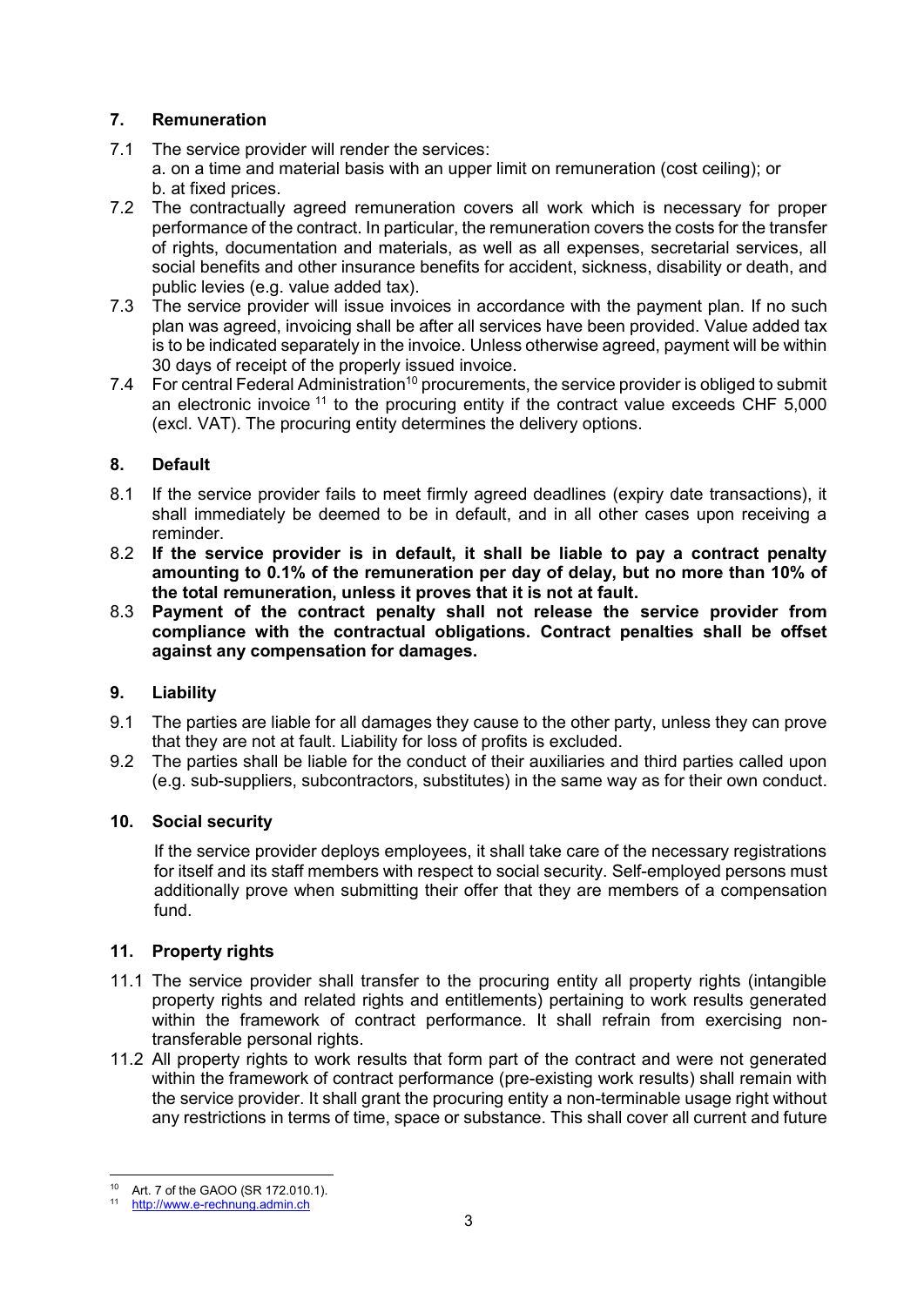## 7. Remuneration

7.1 The service provider will render the services:
a. on a time and material basis with an upper limit on remuneration (cost ceiling); or
b. at fixed prices.

7.2 The contractually agreed remuneration covers all work which is necessary for proper performance of the contract. In particular, the remuneration covers the costs for the transfer of rights, documentation and materials, as well as all expenses, secretarial services, all social benefits and other insurance benefits for accident, sickness, disability or death, and public levies (e.g. value added tax).

7.3 The service provider will issue invoices in accordance with the payment plan. If no such plan was agreed, invoicing shall be after all services have been provided. Value added tax is to be indicated separately in the invoice. Unless otherwise agreed, payment will be within 30 days of receipt of the properly issued invoice.

7.4 For central Federal Administration[10] procurements, the service provider is obliged to submit an electronic invoice [11] to the procuring entity if the contract value exceeds CHF 5,000 (excl. VAT). The procuring entity determines the delivery options.

## 8. Default

8.1 If the service provider fails to meet firmly agreed deadlines (expiry date transactions), it shall immediately be deemed to be in default, and in all other cases upon receiving a reminder.

8.2 **If the service provider is in default, it shall be liable to pay a contract penalty amounting to 0.1% of the remuneration per day of delay, but no more than 10% of the total remuneration, unless it proves that it is not at fault.**

8.3 **Payment of the contract penalty shall not release the service provider from compliance with the contractual obligations. Contract penalties shall be offset against any compensation for damages.**

## 9. Liability

9.1 The parties are liable for all damages they cause to the other party, unless they can prove that they are not at fault. Liability for loss of profits is excluded.

9.2 The parties shall be liable for the conduct of their auxiliaries and third parties called upon (e.g. sub-suppliers, subcontractors, substitutes) in the same way as for their own conduct.

## 10. Social security

If the service provider deploys employees, it shall take care of the necessary registrations for itself and its staff members with respect to social security. Self-employed persons must additionally prove when submitting their offer that they are members of a compensation fund.

## 11. Property rights

11.1 The service provider shall transfer to the procuring entity all property rights (intangible property rights and related rights and entitlements) pertaining to work results generated within the framework of contract performance. It shall refrain from exercising non-transferable personal rights.

11.2 All property rights to work results that form part of the contract and were not generated within the framework of contract performance (pre-existing work results) shall remain with the service provider. It shall grant the procuring entity a non-terminable usage right without any restrictions in terms of time, space or substance. This shall cover all current and future

---

[10] Art. 7 of the GAOO (SR 172.010.1).

[11] http://www.e-rechnung.admin.ch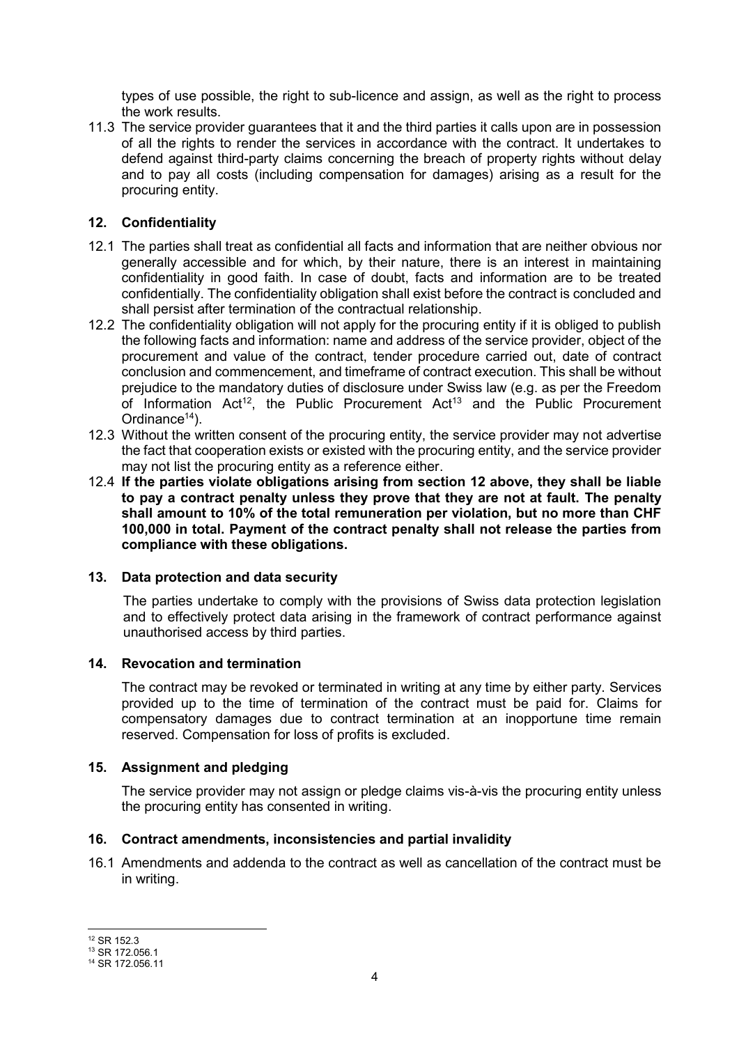types of use possible, the right to sub-licence and assign, as well as the right to process the work results.

11.3 The service provider guarantees that it and the third parties it calls upon are in possession of all the rights to render the services in accordance with the contract. It undertakes to defend against third-party claims concerning the breach of property rights without delay and to pay all costs (including compensation for damages) arising as a result for the procuring entity.

## 12. Confidentiality

12.1 The parties shall treat as confidential all facts and information that are neither obvious nor generally accessible and for which, by their nature, there is an interest in maintaining confidentiality in good faith. In case of doubt, facts and information are to be treated confidentially. The confidentiality obligation shall exist before the contract is concluded and shall persist after termination of the contractual relationship.

12.2 The confidentiality obligation will not apply for the procuring entity if it is obliged to publish the following facts and information: name and address of the service provider, object of the procurement and value of the contract, tender procedure carried out, date of contract conclusion and commencement, and timeframe of contract execution. This shall be without prejudice to the mandatory duties of disclosure under Swiss law (e.g. as per the Freedom of Information Act[12], the Public Procurement Act[13] and the Public Procurement Ordinance[14]).

12.3 Without the written consent of the procuring entity, the service provider may not advertise the fact that cooperation exists or existed with the procuring entity, and the service provider may not list the procuring entity as a reference either.

12.4 **If the parties violate obligations arising from section 12 above, they shall be liable to pay a contract penalty unless they prove that they are not at fault. The penalty shall amount to 10% of the total remuneration per violation, but no more than CHF 100,000 in total. Payment of the contract penalty shall not release the parties from compliance with these obligations.**

## 13. Data protection and data security

The parties undertake to comply with the provisions of Swiss data protection legislation and to effectively protect data arising in the framework of contract performance against unauthorised access by third parties.

## 14. Revocation and termination

The contract may be revoked or terminated in writing at any time by either party. Services provided up to the time of termination of the contract must be paid for. Claims for compensatory damages due to contract termination at an inopportune time remain reserved. Compensation for loss of profits is excluded.

## 15. Assignment and pledging

The service provider may not assign or pledge claims vis-à-vis the procuring entity unless the procuring entity has consented in writing.

## 16. Contract amendments, inconsistencies and partial invalidity

16.1 Amendments and addenda to the contract as well as cancellation of the contract must be in writing.

---

[12] SR 152.3
[13] SR 172.056.1
[14] SR 172.056.11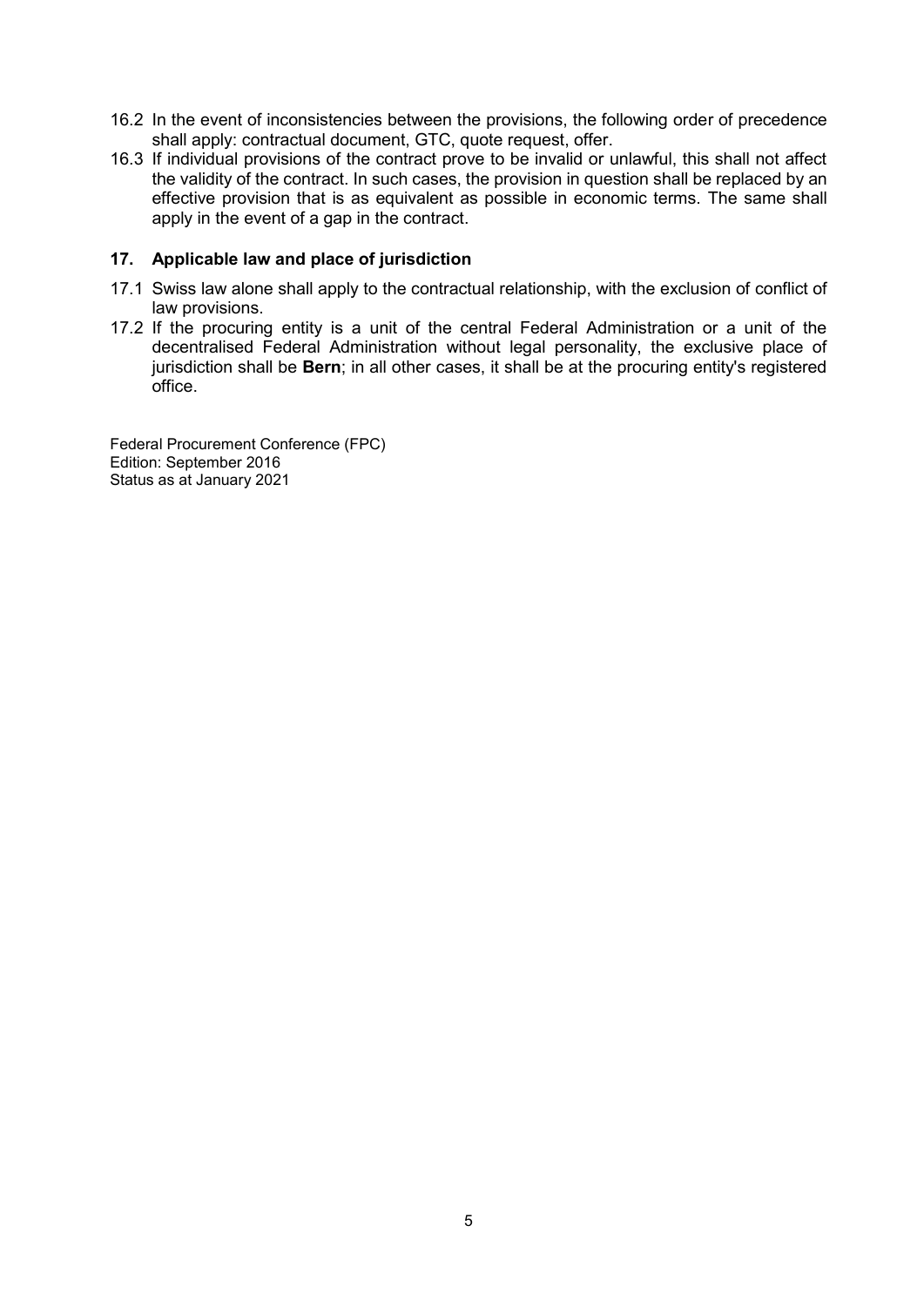16.2 In the event of inconsistencies between the provisions, the following order of precedence shall apply: contractual document, GTC, quote request, offer.

16.3 If individual provisions of the contract prove to be invalid or unlawful, this shall not affect the validity of the contract. In such cases, the provision in question shall be replaced by an effective provision that is as equivalent as possible in economic terms. The same shall apply in the event of a gap in the contract.

## 17. Applicable law and place of jurisdiction

17.1 Swiss law alone shall apply to the contractual relationship, with the exclusion of conflict of law provisions.

17.2 If the procuring entity is a unit of the central Federal Administration or a unit of the decentralised Federal Administration without legal personality, the exclusive place of jurisdiction shall be **Bern**; in all other cases, it shall be at the procuring entity's registered office.

Federal Procurement Conference (FPC)
Edition: September 2016
Status as at January 2021